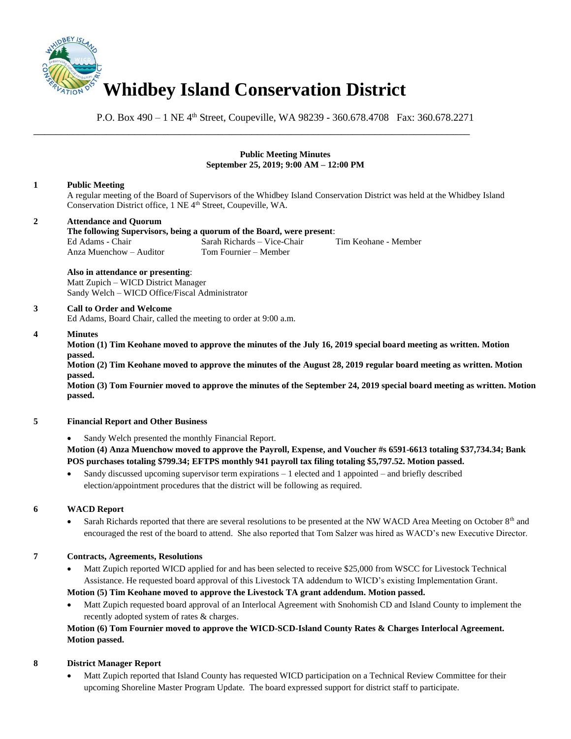# Whidbey Island Conservation District

P.O. Box 490 – 1 NE 4th Street, Coupeville, WA 98239 - 360.678.4708 Fax: 360.678.2271

---

**Public Meeting Minutes**
**September 25, 2019; 9:00 AM – 12:00 PM**

**1 Public Meeting**

A regular meeting of the Board of Supervisors of the Whidbey Island Conservation District was held at the Whidbey Island Conservation District office, 1 NE 4th Street, Coupeville, WA.

**2 Attendance and Quorum**

**The following Supervisors, being a quorum of the Board, were present**:

Ed Adams - Chair
Sarah Richards – Vice-Chair
Tim Keohane - Member
Anza Muenchow – Auditor
Tom Fournier – Member

**Also in attendance or presenting**:

Matt Zupich – WICD District Manager
Sandy Welch – WICD Office/Fiscal Administrator

**3 Call to Order and Welcome**

Ed Adams, Board Chair, called the meeting to order at 9:00 a.m.

**4 Minutes**

**Motion (1) Tim Keohane moved to approve the minutes of the July 16, 2019 special board meeting as written. Motion passed.**

**Motion (2) Tim Keohane moved to approve the minutes of the August 28, 2019 regular board meeting as written. Motion passed.**

**Motion (3) Tom Fournier moved to approve the minutes of the September 24, 2019 special board meeting as written. Motion passed.**

**5 Financial Report and Other Business**

- Sandy Welch presented the monthly Financial Report.

**Motion (4) Anza Muenchow moved to approve the Payroll, Expense, and Voucher #s 6591-6613 totaling $37,734.34; Bank POS purchases totaling $799.34; EFTPS monthly 941 payroll tax filing totaling $5,797.52. Motion passed.**

- Sandy discussed upcoming supervisor term expirations – 1 elected and 1 appointed – and briefly described election/appointment procedures that the district will be following as required.

**6 WACD Report**

- Sarah Richards reported that there are several resolutions to be presented at the NW WACD Area Meeting on October 8th and encouraged the rest of the board to attend. She also reported that Tom Salzer was hired as WACD's new Executive Director.

**7 Contracts, Agreements, Resolutions**

- Matt Zupich reported WICD applied for and has been selected to receive $25,000 from WSCC for Livestock Technical Assistance. He requested board approval of this Livestock TA addendum to WICD's existing Implementation Grant.

**Motion (5) Tim Keohane moved to approve the Livestock TA grant addendum. Motion passed.**

- Matt Zupich requested board approval of an Interlocal Agreement with Snohomish CD and Island County to implement the recently adopted system of rates & charges.

**Motion (6) Tom Fournier moved to approve the WICD-SCD-Island County Rates & Charges Interlocal Agreement. Motion passed.**

**8 District Manager Report**

- Matt Zupich reported that Island County has requested WICD participation on a Technical Review Committee for their upcoming Shoreline Master Program Update. The board expressed support for district staff to participate.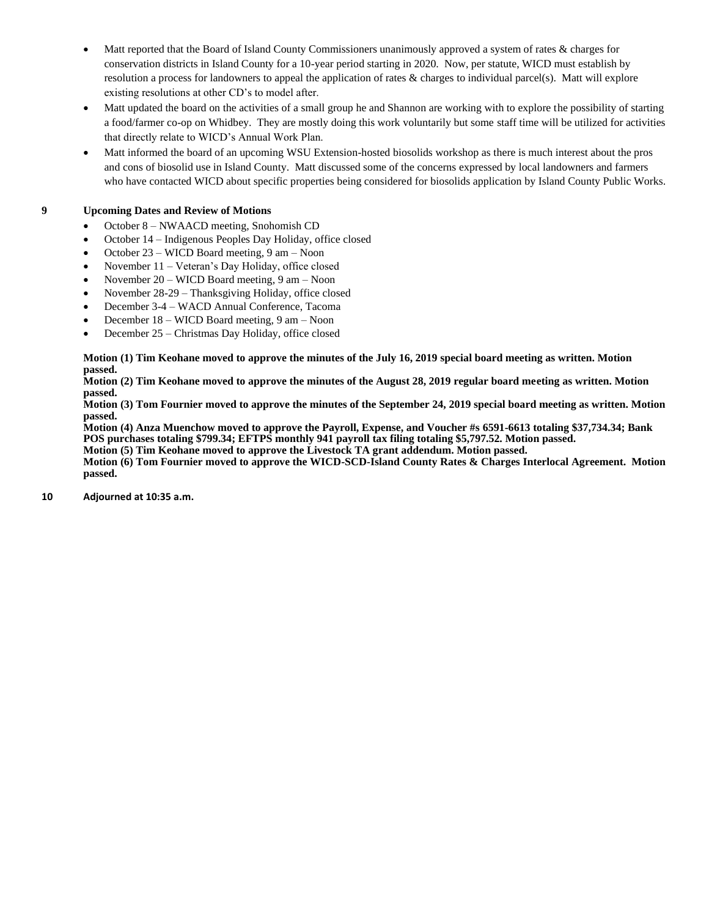- Matt reported that the Board of Island County Commissioners unanimously approved a system of rates & charges for conservation districts in Island County for a 10-year period starting in 2020. Now, per statute, WICD must establish by resolution a process for landowners to appeal the application of rates & charges to individual parcel(s). Matt will explore existing resolutions at other CD's to model after.
- Matt updated the board on the activities of a small group he and Shannon are working with to explore the possibility of starting a food/farmer co-op on Whidbey. They are mostly doing this work voluntarily but some staff time will be utilized for activities that directly relate to WICD's Annual Work Plan.
- Matt informed the board of an upcoming WSU Extension-hosted biosolids workshop as there is much interest about the pros and cons of biosolid use in Island County. Matt discussed some of the concerns expressed by local landowners and farmers who have contacted WICD about specific properties being considered for biosolids application by Island County Public Works.

**9 Upcoming Dates and Review of Motions**

- October 8 – NWAACD meeting, Snohomish CD
- October 14 – Indigenous Peoples Day Holiday, office closed
- October 23 – WICD Board meeting, 9 am – Noon
- November 11 – Veteran's Day Holiday, office closed
- November 20 – WICD Board meeting, 9 am – Noon
- November 28-29 – Thanksgiving Holiday, office closed
- December 3-4 – WACD Annual Conference, Tacoma
- December 18 – WICD Board meeting, 9 am – Noon
- December 25 – Christmas Day Holiday, office closed

**Motion (1) Tim Keohane moved to approve the minutes of the July 16, 2019 special board meeting as written. Motion passed.**
**Motion (2) Tim Keohane moved to approve the minutes of the August 28, 2019 regular board meeting as written. Motion passed.**
**Motion (3) Tom Fournier moved to approve the minutes of the September 24, 2019 special board meeting as written. Motion passed.**
**Motion (4) Anza Muenchow moved to approve the Payroll, Expense, and Voucher #s 6591-6613 totaling $37,734.34; Bank POS purchases totaling $799.34; EFTPS monthly 941 payroll tax filing totaling $5,797.52. Motion passed.**
**Motion (5) Tim Keohane moved to approve the Livestock TA grant addendum. Motion passed.**
**Motion (6) Tom Fournier moved to approve the WICD-SCD-Island County Rates & Charges Interlocal Agreement. Motion passed.**

**10 Adjourned at 10:35 a.m.**